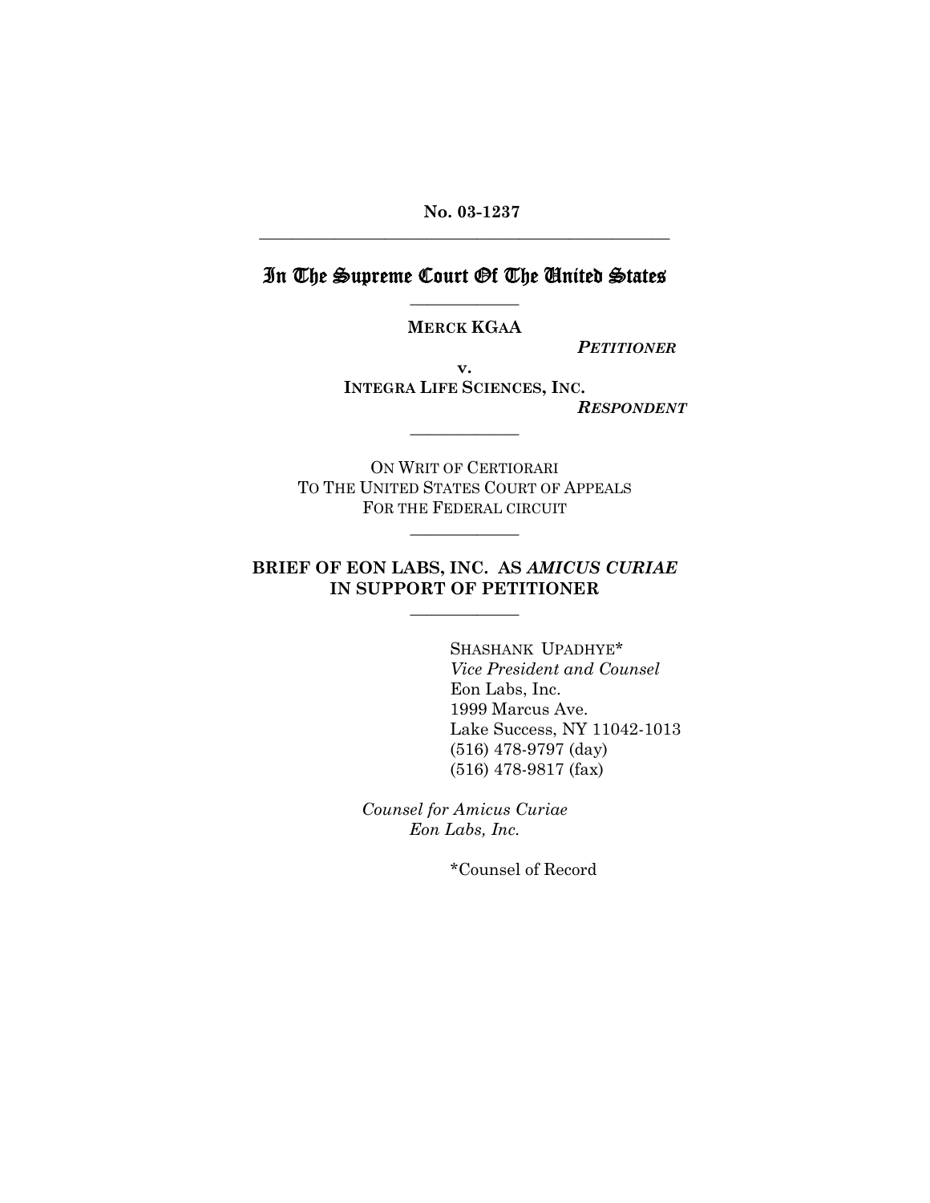**No. 03-1237**

---

# In The Supreme Court Of The United States

---

**MERCK KGAA**

***PETITIONER***

**v.**

**INTEGRA LIFE SCIENCES, INC.**

***RESPONDENT***

---

ON WRIT OF CERTIORARI
TO THE UNITED STATES COURT OF APPEALS
FOR THE FEDERAL CIRCUIT

---

## BRIEF OF EON LABS, INC. AS *AMICUS CURIAE* IN SUPPORT OF PETITIONER

---

SHASHANK UPADHYE*
*Vice President and Counsel*
Eon Labs, Inc.
1999 Marcus Ave.
Lake Success, NY 11042-1013
(516) 478-9797 (day)
(516) 478-9817 (fax)

*Counsel for Amicus Curiae*
*Eon Labs, Inc.*

*Counsel of Record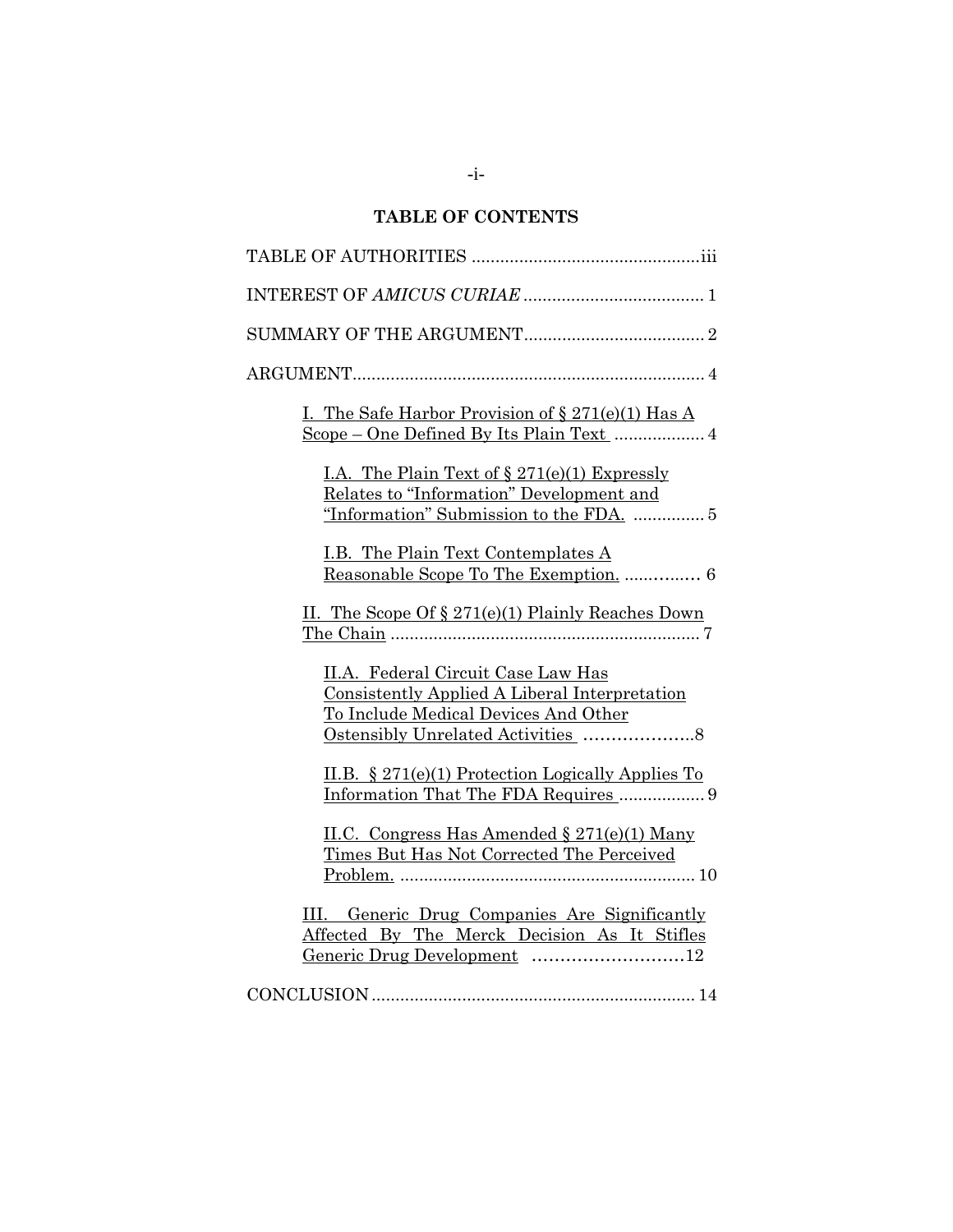## TABLE OF CONTENTS

TABLE OF AUTHORITIES ................................................iii

INTEREST OF *AMICUS CURIAE* ...................................... 1

SUMMARY OF THE ARGUMENT...................................... 2

ARGUMENT.......................................................................... 4

I. The Safe Harbor Provision of § 271(e)(1) Has A Scope – One Defined By Its Plain Text .................. 4

I.A. The Plain Text of § 271(e)(1) Expressly Relates to "Information" Development and "Information" Submission to the FDA. ............... 5

I.B. The Plain Text Contemplates A Reasonable Scope To The Exemption. ............... 6

II. The Scope Of § 271(e)(1) Plainly Reaches Down The Chain ................................................................ 7

II.A. Federal Circuit Case Law Has Consistently Applied A Liberal Interpretation To Include Medical Devices And Other Ostensibly Unrelated Activities ....................8

II.B. § 271(e)(1) Protection Logically Applies To Information That The FDA Requires .................. 9

II.C. Congress Has Amended § 271(e)(1) Many Times But Has Not Corrected The Perceived Problem. .............................................................. 10

III. Generic Drug Companies Are Significantly Affected By The Merck Decision As It Stifles Generic Drug Development ...........................12

CONCLUSION .................................................................... 14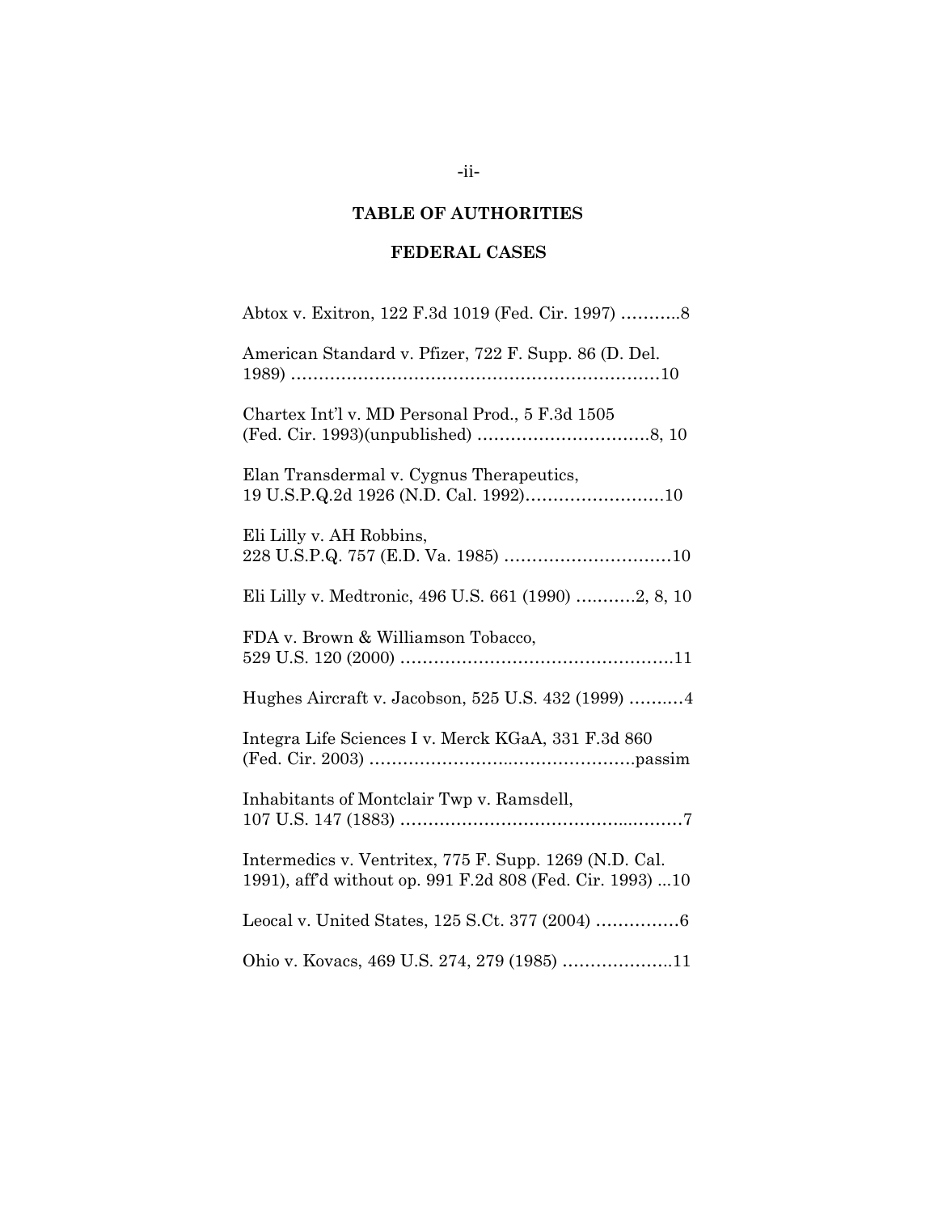## TABLE OF AUTHORITIES

### FEDERAL CASES

Abtox v. Exitron, 122 F.3d 1019 (Fed. Cir. 1997) ...........8

American Standard v. Pfizer, 722 F. Supp. 86 (D. Del. 1989) ..................................................................10

Chartex Int'l v. MD Personal Prod., 5 F.3d 1505 (Fed. Cir. 1993)(unpublished) ...............................8, 10

Elan Transdermal v. Cygnus Therapeutics, 19 U.S.P.Q.2d 1926 (N.D. Cal. 1992).........................10

Eli Lilly v. AH Robbins, 228 U.S.P.Q. 757 (E.D. Va. 1985) ..............................10

Eli Lilly v. Medtronic, 496 U.S. 661 (1990) ...........2, 8, 10

FDA v. Brown & Williamson Tobacco, 529 U.S. 120 (2000) ................................................11

Hughes Aircraft v. Jacobson, 525 U.S. 432 (1999) ..........4

Integra Life Sciences I v. Merck KGaA, 331 F.3d 860 (Fed. Cir. 2003) ...............................................passim

Inhabitants of Montclair Twp v. Ramsdell, 107 U.S. 147 (1883) ...................................................7

Intermedics v. Ventritex, 775 F. Supp. 1269 (N.D. Cal. 1991), aff'd without op. 991 F.2d 808 (Fed. Cir. 1993) ...10

Leocal v. United States, 125 S.Ct. 377 (2004) ...............6

Ohio v. Kovacs, 469 U.S. 274, 279 (1985) ....................11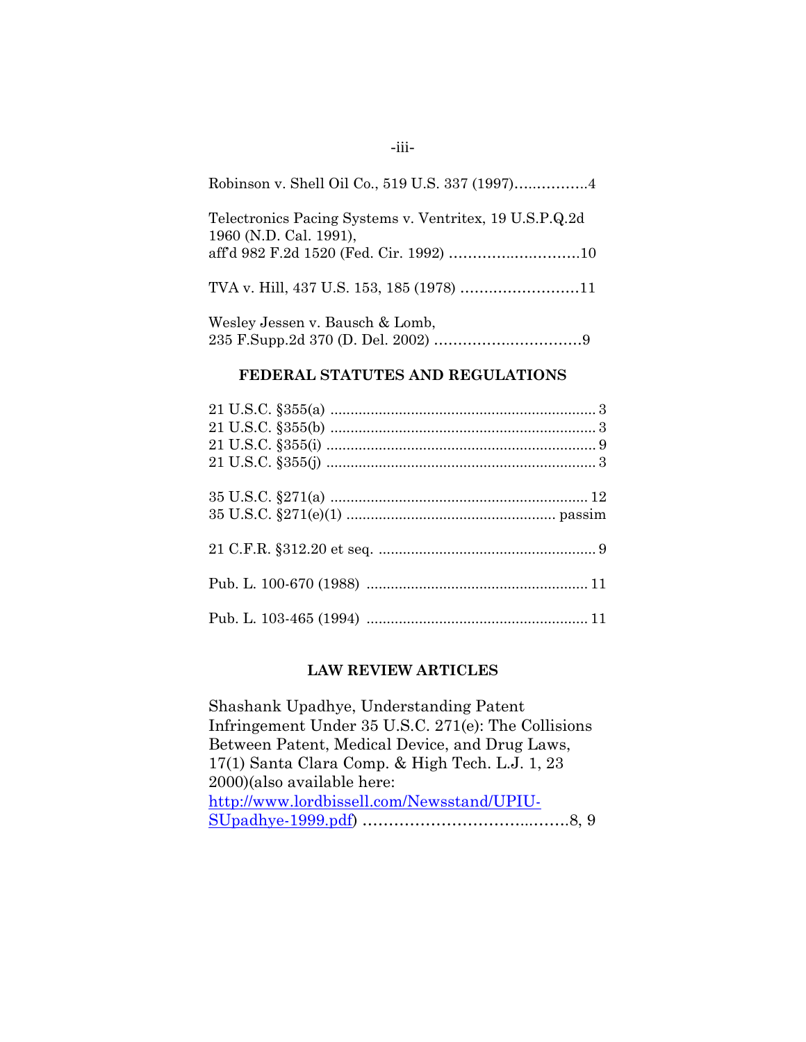Robinson v. Shell Oil Co., 519 U.S. 337 (1997)................4

Telectronics Pacing Systems v. Ventritex, 19 U.S.P.Q.2d 1960 (N.D. Cal. 1991),
aff'd 982 F.2d 1520 (Fed. Cir. 1992) ............................10

TVA v. Hill, 437 U.S. 153, 185 (1978) .........................11

Wesley Jessen v. Bausch & Lomb,
235 F.Supp.2d 370 (D. Del. 2002) ...............................9

**FEDERAL STATUTES AND REGULATIONS**

21 U.S.C. §355(a) .................................................................. 3
21 U.S.C. §355(b) .................................................................. 3
21 U.S.C. §355(i) ................................................................... 9
21 U.S.C. §355(j) ................................................................... 3

35 U.S.C. §271(a) ................................................................ 12
35 U.S.C. §271(e)(1) ................................................... passim

21 C.F.R. §312.20 et seq. ...................................................... 9

Pub. L. 100-670 (1988) ....................................................... 11

Pub. L. 103-465 (1994) ....................................................... 11

**LAW REVIEW ARTICLES**

Shashank Upadhye, Understanding Patent Infringement Under 35 U.S.C. 271(e): The Collisions Between Patent, Medical Device, and Drug Laws, 17(1) Santa Clara Comp. & High Tech. L.J. 1, 23 2000)(also available here: http://www.lordbissell.com/Newsstand/UPIU-SUpadhye-1999.pdf) ..........................................8, 9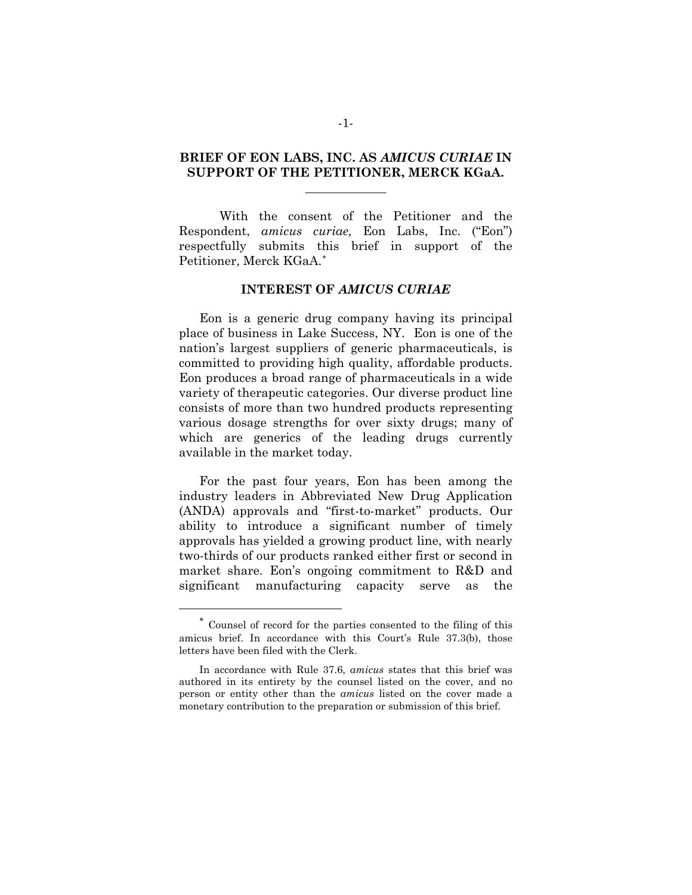## BRIEF OF EON LABS, INC. AS *AMICUS CURIAE* IN SUPPORT OF THE PETITIONER, MERCK KGaA.

---

With the consent of the Petitioner and the Respondent, *amicus curiae,* Eon Labs, Inc. ("Eon") respectfully submits this brief in support of the Petitioner, Merck KGaA.*

### INTEREST OF *AMICUS CURIAE*

Eon is a generic drug company having its principal place of business in Lake Success, NY. Eon is one of the nation's largest suppliers of generic pharmaceuticals, is committed to providing high quality, affordable products. Eon produces a broad range of pharmaceuticals in a wide variety of therapeutic categories. Our diverse product line consists of more than two hundred products representing various dosage strengths for over sixty drugs; many of which are generics of the leading drugs currently available in the market today.

For the past four years, Eon has been among the industry leaders in Abbreviated New Drug Application (ANDA) approvals and "first-to-market" products. Our ability to introduce a significant number of timely approvals has yielded a growing product line, with nearly two-thirds of our products ranked either first or second in market share. Eon's ongoing commitment to R&D and significant manufacturing capacity serve as the

---

\* Counsel of record for the parties consented to the filing of this amicus brief. In accordance with this Court's Rule 37.3(b), those letters have been filed with the Clerk.

In accordance with Rule 37.6, *amicus* states that this brief was authored in its entirety by the counsel listed on the cover, and no person or entity other than the *amicus* listed on the cover made a monetary contribution to the preparation or submission of this brief.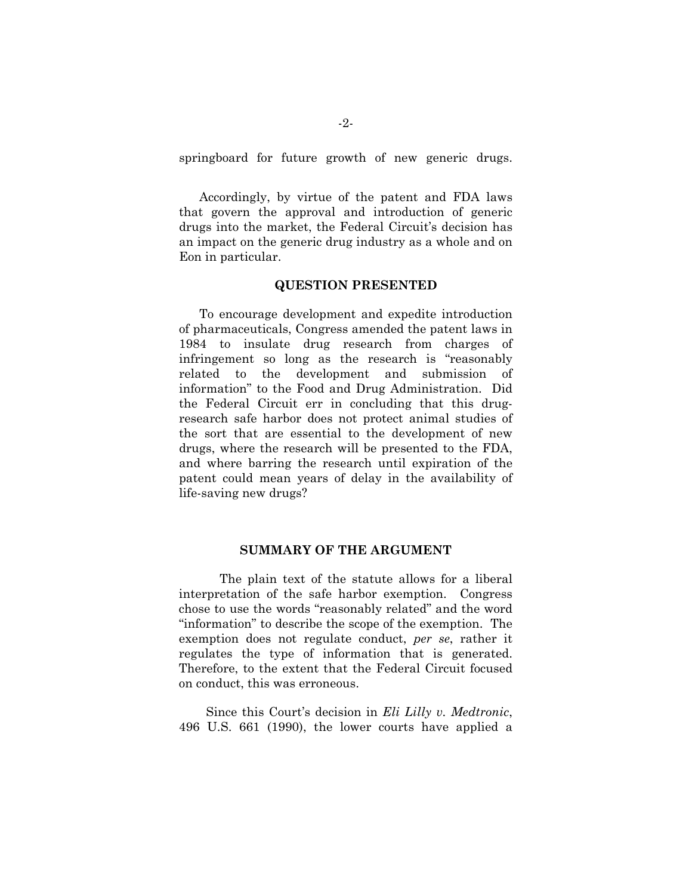springboard for future growth of new generic drugs.

Accordingly, by virtue of the patent and FDA laws that govern the approval and introduction of generic drugs into the market, the Federal Circuit's decision has an impact on the generic drug industry as a whole and on Eon in particular.

## QUESTION PRESENTED

To encourage development and expedite introduction of pharmaceuticals, Congress amended the patent laws in 1984 to insulate drug research from charges of infringement so long as the research is "reasonably related to the development and submission of information" to the Food and Drug Administration. Did the Federal Circuit err in concluding that this drug-research safe harbor does not protect animal studies of the sort that are essential to the development of new drugs, where the research will be presented to the FDA, and where barring the research until expiration of the patent could mean years of delay in the availability of life-saving new drugs?

## SUMMARY OF THE ARGUMENT

The plain text of the statute allows for a liberal interpretation of the safe harbor exemption. Congress chose to use the words "reasonably related" and the word "information" to describe the scope of the exemption. The exemption does not regulate conduct, *per se*, rather it regulates the type of information that is generated. Therefore, to the extent that the Federal Circuit focused on conduct, this was erroneous.

Since this Court's decision in *Eli Lilly v. Medtronic*, 496 U.S. 661 (1990), the lower courts have applied a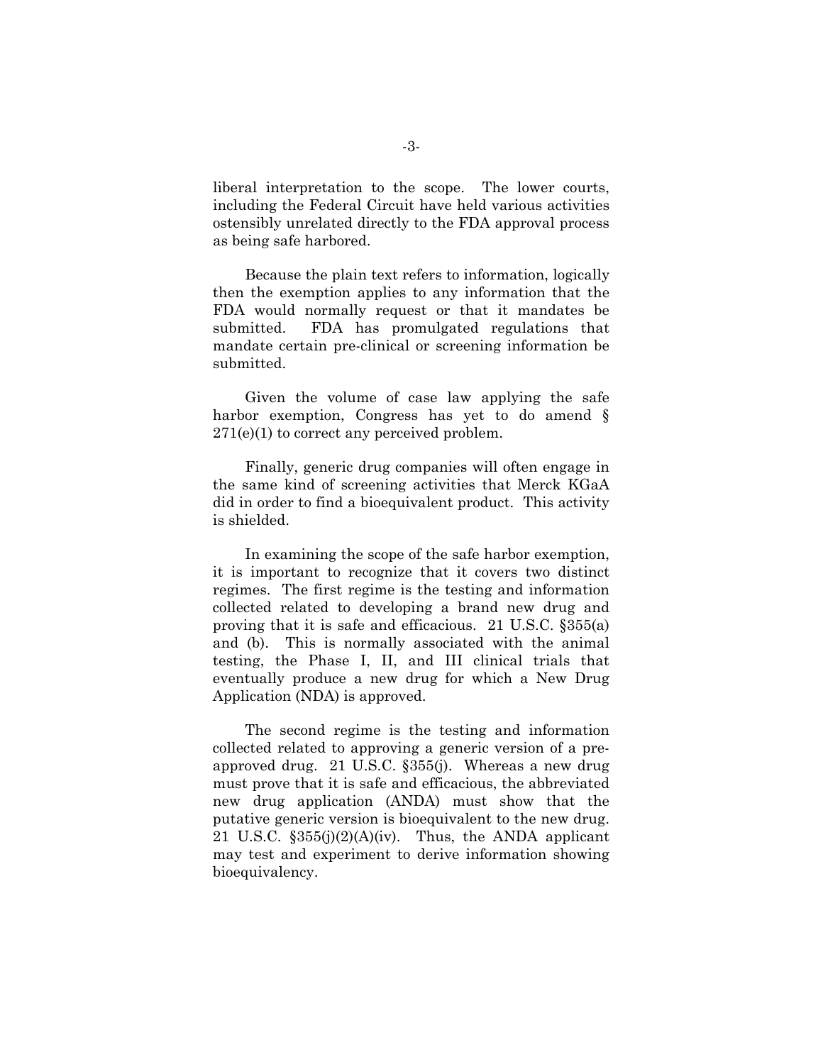liberal interpretation to the scope. The lower courts, including the Federal Circuit have held various activities ostensibly unrelated directly to the FDA approval process as being safe harbored.

Because the plain text refers to information, logically then the exemption applies to any information that the FDA would normally request or that it mandates be submitted. FDA has promulgated regulations that mandate certain pre-clinical or screening information be submitted.

Given the volume of case law applying the safe harbor exemption, Congress has yet to do amend § 271(e)(1) to correct any perceived problem.

Finally, generic drug companies will often engage in the same kind of screening activities that Merck KGaA did in order to find a bioequivalent product. This activity is shielded.

In examining the scope of the safe harbor exemption, it is important to recognize that it covers two distinct regimes. The first regime is the testing and information collected related to developing a brand new drug and proving that it is safe and efficacious. 21 U.S.C. §355(a) and (b). This is normally associated with the animal testing, the Phase I, II, and III clinical trials that eventually produce a new drug for which a New Drug Application (NDA) is approved.

The second regime is the testing and information collected related to approving a generic version of a pre-approved drug. 21 U.S.C. §355(j). Whereas a new drug must prove that it is safe and efficacious, the abbreviated new drug application (ANDA) must show that the putative generic version is bioequivalent to the new drug. 21 U.S.C. §355(j)(2)(A)(iv). Thus, the ANDA applicant may test and experiment to derive information showing bioequivalency.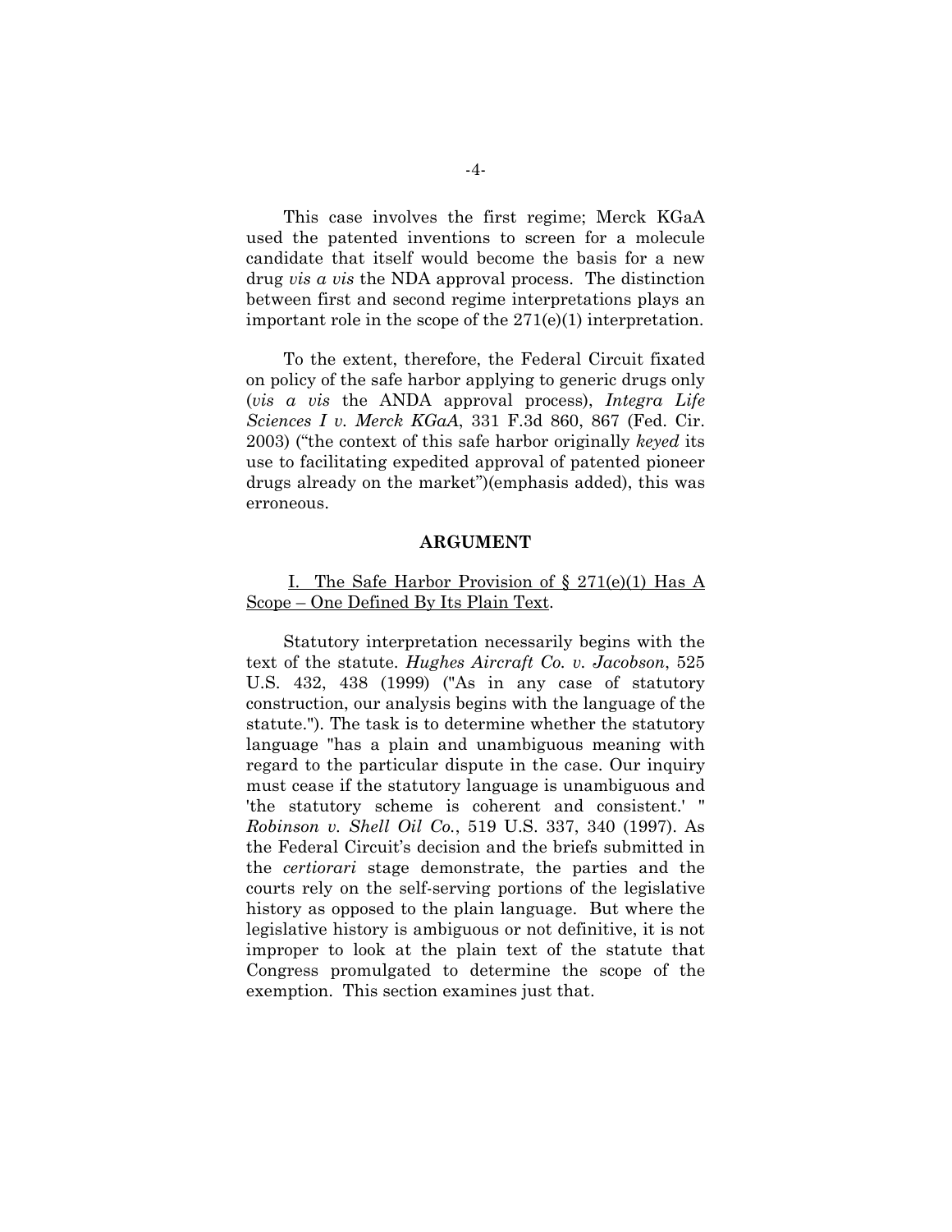This case involves the first regime; Merck KGaA used the patented inventions to screen for a molecule candidate that itself would become the basis for a new drug *vis a vis* the NDA approval process. The distinction between first and second regime interpretations plays an important role in the scope of the 271(e)(1) interpretation.

To the extent, therefore, the Federal Circuit fixated on policy of the safe harbor applying to generic drugs only (*vis a vis* the ANDA approval process), *Integra Life Sciences I v. Merck KGaA*, 331 F.3d 860, 867 (Fed. Cir. 2003) ("the context of this safe harbor originally *keyed* its use to facilitating expedited approval of patented pioneer drugs already on the market")(emphasis added), this was erroneous.

## ARGUMENT

### <u>I. The Safe Harbor Provision of § 271(e)(1) Has A Scope – One Defined By Its Plain Text</u>.

Statutory interpretation necessarily begins with the text of the statute. *Hughes Aircraft Co. v. Jacobson*, 525 U.S. 432, 438 (1999) ("As in any case of statutory construction, our analysis begins with the language of the statute."). The task is to determine whether the statutory language "has a plain and unambiguous meaning with regard to the particular dispute in the case. Our inquiry must cease if the statutory language is unambiguous and 'the statutory scheme is coherent and consistent.' " *Robinson v. Shell Oil Co.*, 519 U.S. 337, 340 (1997). As the Federal Circuit's decision and the briefs submitted in the *certiorari* stage demonstrate, the parties and the courts rely on the self-serving portions of the legislative history as opposed to the plain language. But where the legislative history is ambiguous or not definitive, it is not improper to look at the plain text of the statute that Congress promulgated to determine the scope of the exemption. This section examines just that.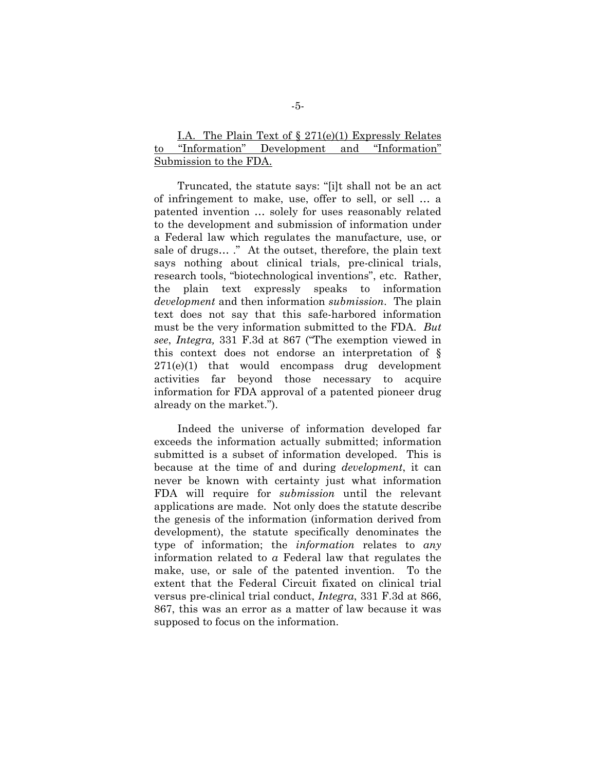## I.A. The Plain Text of § 271(e)(1) Expressly Relates to "Information" Development and "Information" Submission to the FDA.

Truncated, the statute says: "[i]t shall not be an act of infringement to make, use, offer to sell, or sell … a patented invention … solely for uses reasonably related to the development and submission of information under a Federal law which regulates the manufacture, use, or sale of drugs… ." At the outset, therefore, the plain text says nothing about clinical trials, pre-clinical trials, research tools, "biotechnological inventions", etc. Rather, the plain text expressly speaks to information *development* and then information *submission*. The plain text does not say that this safe-harbored information must be the very information submitted to the FDA. *But see*, *Integra,* 331 F.3d at 867 ("The exemption viewed in this context does not endorse an interpretation of § 271(e)(1) that would encompass drug development activities far beyond those necessary to acquire information for FDA approval of a patented pioneer drug already on the market.").

Indeed the universe of information developed far exceeds the information actually submitted; information submitted is a subset of information developed. This is because at the time of and during *development*, it can never be known with certainty just what information FDA will require for *submission* until the relevant applications are made. Not only does the statute describe the genesis of the information (information derived from development), the statute specifically denominates the type of information; the *information* relates to *any* information related to *a* Federal law that regulates the make, use, or sale of the patented invention. To the extent that the Federal Circuit fixated on clinical trial versus pre-clinical trial conduct, *Integra*, 331 F.3d at 866, 867, this was an error as a matter of law because it was supposed to focus on the information.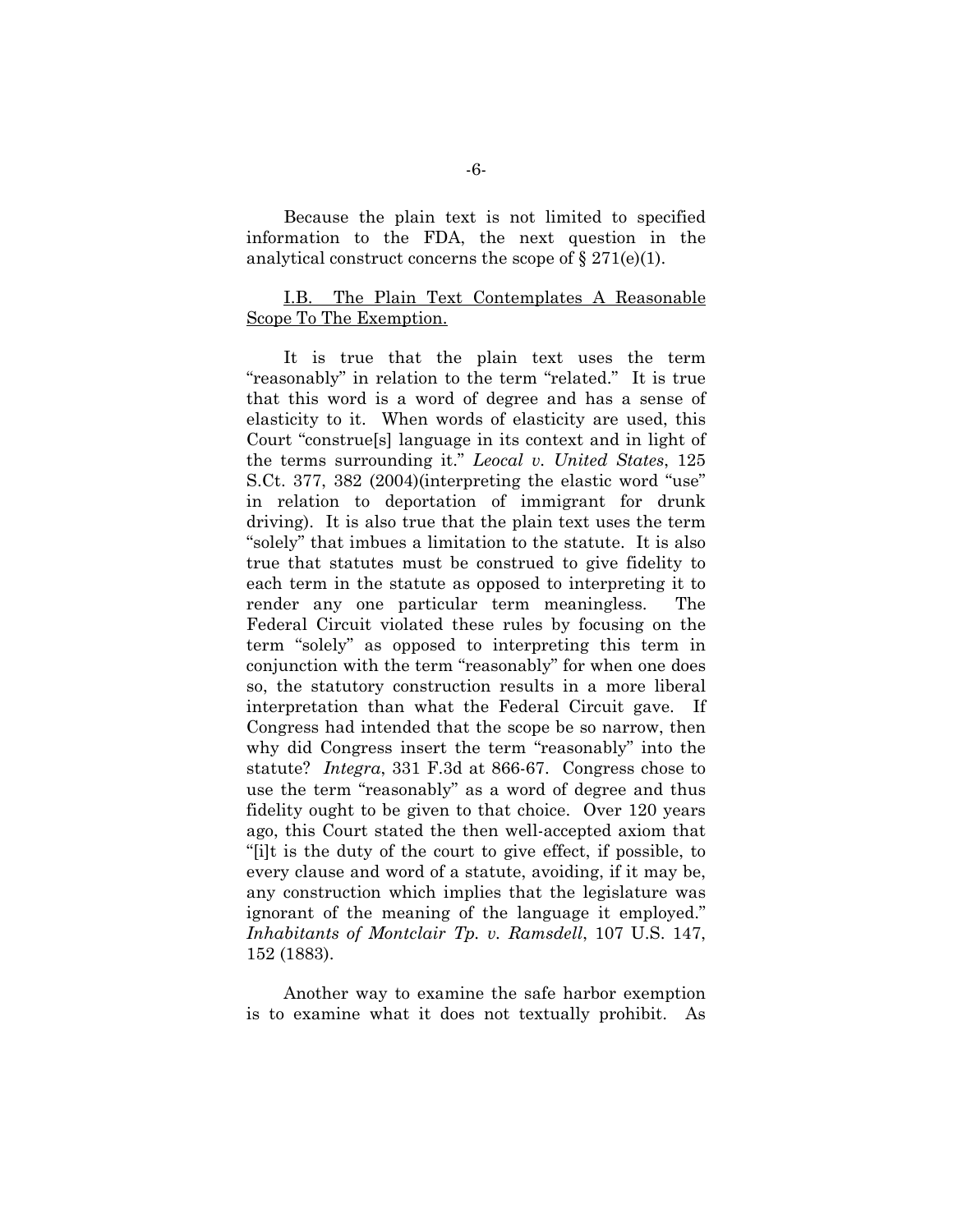Because the plain text is not limited to specified information to the FDA, the next question in the analytical construct concerns the scope of § 271(e)(1).

<u>I.B. The Plain Text Contemplates A Reasonable Scope To The Exemption.</u>

It is true that the plain text uses the term "reasonably" in relation to the term "related." It is true that this word is a word of degree and has a sense of elasticity to it. When words of elasticity are used, this Court "construe[s] language in its context and in light of the terms surrounding it." *Leocal v. United States*, 125 S.Ct. 377, 382 (2004)(interpreting the elastic word "use" in relation to deportation of immigrant for drunk driving). It is also true that the plain text uses the term "solely" that imbues a limitation to the statute. It is also true that statutes must be construed to give fidelity to each term in the statute as opposed to interpreting it to render any one particular term meaningless. The Federal Circuit violated these rules by focusing on the term "solely" as opposed to interpreting this term in conjunction with the term "reasonably" for when one does so, the statutory construction results in a more liberal interpretation than what the Federal Circuit gave. If Congress had intended that the scope be so narrow, then why did Congress insert the term "reasonably" into the statute? *Integra*, 331 F.3d at 866-67. Congress chose to use the term "reasonably" as a word of degree and thus fidelity ought to be given to that choice. Over 120 years ago, this Court stated the then well-accepted axiom that "[i]t is the duty of the court to give effect, if possible, to every clause and word of a statute, avoiding, if it may be, any construction which implies that the legislature was ignorant of the meaning of the language it employed." *Inhabitants of Montclair Tp. v. Ramsdell*, 107 U.S. 147, 152 (1883).

Another way to examine the safe harbor exemption is to examine what it does not textually prohibit. As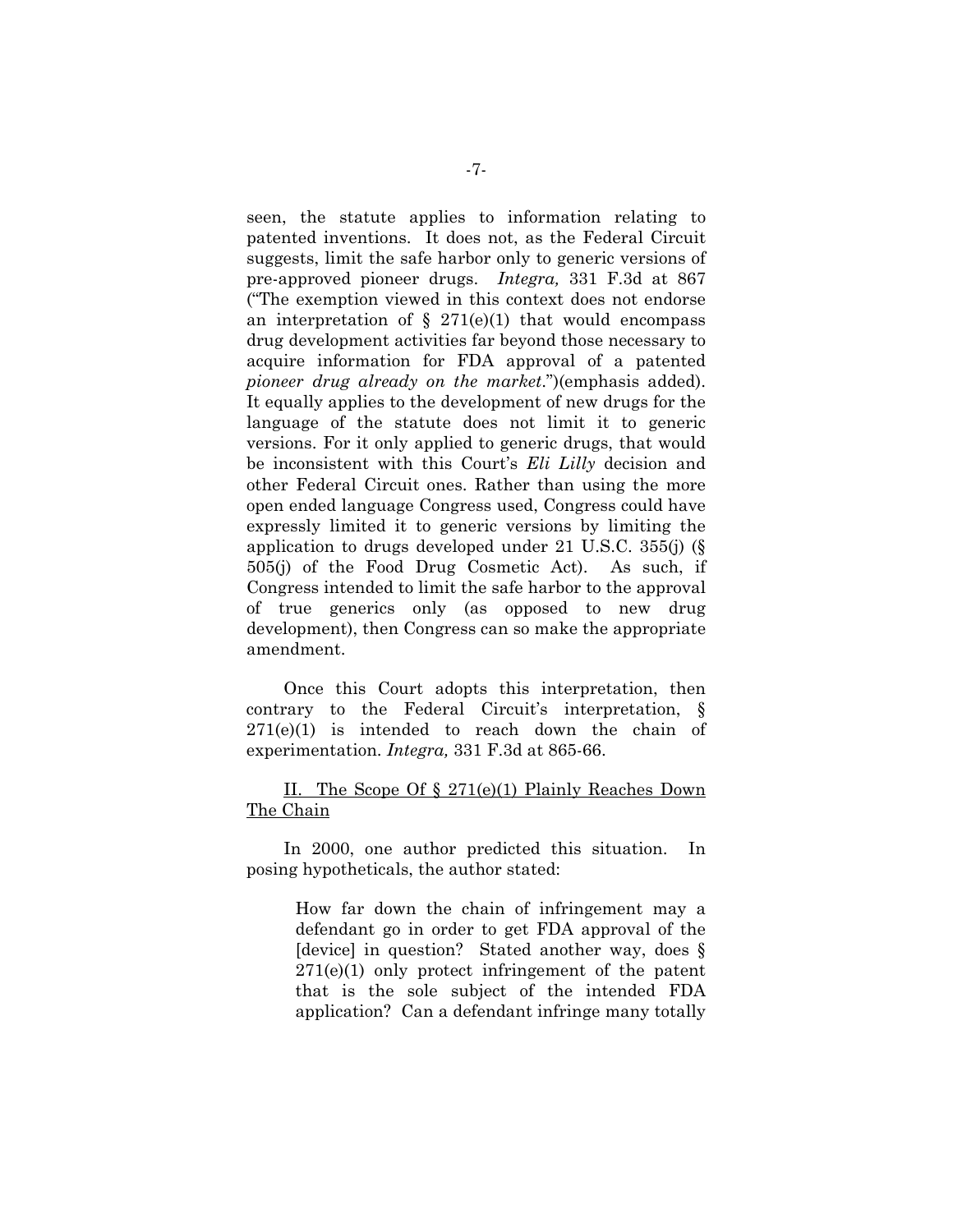seen, the statute applies to information relating to patented inventions. It does not, as the Federal Circuit suggests, limit the safe harbor only to generic versions of pre-approved pioneer drugs. *Integra,* 331 F.3d at 867 ("The exemption viewed in this context does not endorse an interpretation of § 271(e)(1) that would encompass drug development activities far beyond those necessary to acquire information for FDA approval of a patented *pioneer drug already on the market*.")(emphasis added). It equally applies to the development of new drugs for the language of the statute does not limit it to generic versions. For it only applied to generic drugs, that would be inconsistent with this Court's *Eli Lilly* decision and other Federal Circuit ones. Rather than using the more open ended language Congress used, Congress could have expressly limited it to generic versions by limiting the application to drugs developed under 21 U.S.C. 355(j) (§ 505(j) of the Food Drug Cosmetic Act). As such, if Congress intended to limit the safe harbor to the approval of true generics only (as opposed to new drug development), then Congress can so make the appropriate amendment.

Once this Court adopts this interpretation, then contrary to the Federal Circuit's interpretation, § 271(e)(1) is intended to reach down the chain of experimentation. *Integra,* 331 F.3d at 865-66.

<u>II. The Scope Of § 271(e)(1) Plainly Reaches Down The Chain</u>

In 2000, one author predicted this situation. In posing hypotheticals, the author stated:

> How far down the chain of infringement may a defendant go in order to get FDA approval of the [device] in question? Stated another way, does § 271(e)(1) only protect infringement of the patent that is the sole subject of the intended FDA application? Can a defendant infringe many totally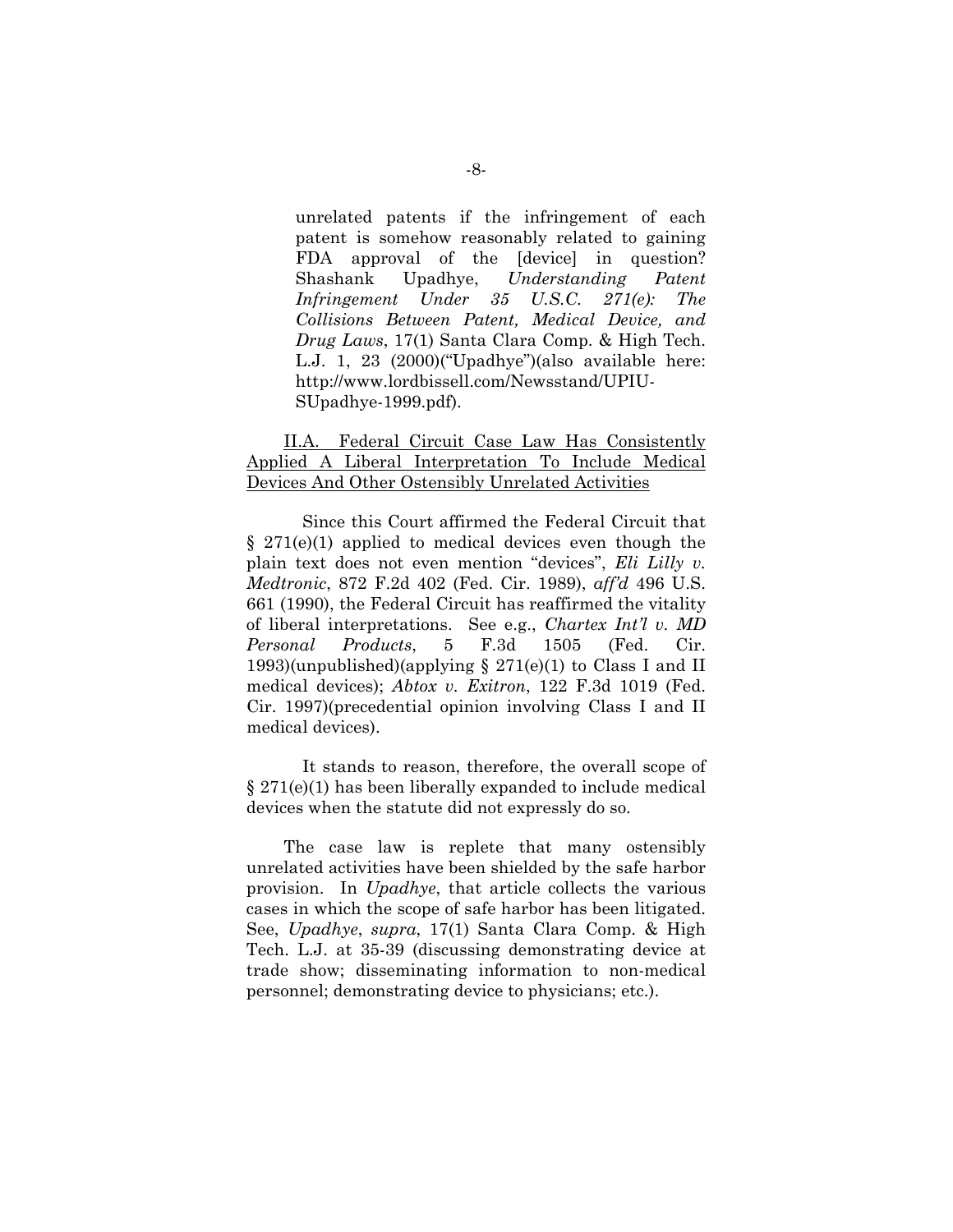> unrelated patents if the infringement of each patent is somehow reasonably related to gaining FDA approval of the [device] in question? Shashank Upadhye, *Understanding Patent Infringement Under 35 U.S.C. 271(e): The Collisions Between Patent, Medical Device, and Drug Laws*, 17(1) Santa Clara Comp. & High Tech. L.J. 1, 23 (2000)("Upadhye")(also available here: http://www.lordbissell.com/Newsstand/UPIU-SUpadhye-1999.pdf).

<u>II.A. Federal Circuit Case Law Has Consistently Applied A Liberal Interpretation To Include Medical Devices And Other Ostensibly Unrelated Activities</u>

Since this Court affirmed the Federal Circuit that § 271(e)(1) applied to medical devices even though the plain text does not even mention "devices", *Eli Lilly v. Medtronic*, 872 F.2d 402 (Fed. Cir. 1989), *aff'd* 496 U.S. 661 (1990), the Federal Circuit has reaffirmed the vitality of liberal interpretations. See e.g., *Chartex Int'l v. MD Personal Products*, 5 F.3d 1505 (Fed. Cir. 1993)(unpublished)(applying § 271(e)(1) to Class I and II medical devices); *Abtox v. Exitron*, 122 F.3d 1019 (Fed. Cir. 1997)(precedential opinion involving Class I and II medical devices).

It stands to reason, therefore, the overall scope of § 271(e)(1) has been liberally expanded to include medical devices when the statute did not expressly do so.

The case law is replete that many ostensibly unrelated activities have been shielded by the safe harbor provision. In *Upadhye*, that article collects the various cases in which the scope of safe harbor has been litigated. See, *Upadhye*, *supra*, 17(1) Santa Clara Comp. & High Tech. L.J. at 35-39 (discussing demonstrating device at trade show; disseminating information to non-medical personnel; demonstrating device to physicians; etc.).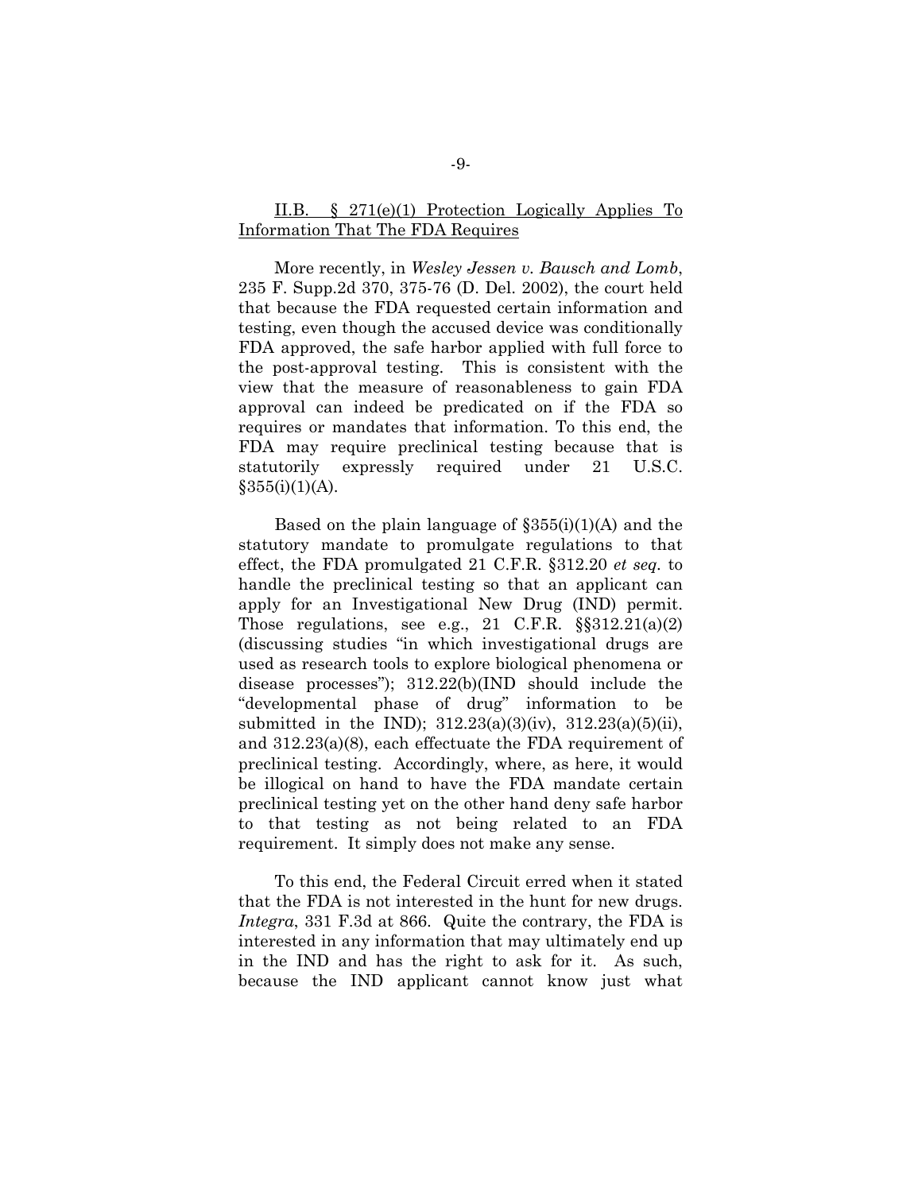II.B. § 271(e)(1) Protection Logically Applies To Information That The FDA Requires

More recently, in *Wesley Jessen v. Bausch and Lomb*, 235 F. Supp.2d 370, 375-76 (D. Del. 2002), the court held that because the FDA requested certain information and testing, even though the accused device was conditionally FDA approved, the safe harbor applied with full force to the post-approval testing. This is consistent with the view that the measure of reasonableness to gain FDA approval can indeed be predicated on if the FDA so requires or mandates that information. To this end, the FDA may require preclinical testing because that is statutorily expressly required under 21 U.S.C. §355(i)(1)(A).

Based on the plain language of §355(i)(1)(A) and the statutory mandate to promulgate regulations to that effect, the FDA promulgated 21 C.F.R. §312.20 *et seq.* to handle the preclinical testing so that an applicant can apply for an Investigational New Drug (IND) permit. Those regulations, see e.g., 21 C.F.R. §§312.21(a)(2) (discussing studies "in which investigational drugs are used as research tools to explore biological phenomena or disease processes"); 312.22(b)(IND should include the "developmental phase of drug" information to be submitted in the IND); 312.23(a)(3)(iv), 312.23(a)(5)(ii), and 312.23(a)(8), each effectuate the FDA requirement of preclinical testing. Accordingly, where, as here, it would be illogical on hand to have the FDA mandate certain preclinical testing yet on the other hand deny safe harbor to that testing as not being related to an FDA requirement. It simply does not make any sense.

To this end, the Federal Circuit erred when it stated that the FDA is not interested in the hunt for new drugs. *Integra*, 331 F.3d at 866. Quite the contrary, the FDA is interested in any information that may ultimately end up in the IND and has the right to ask for it. As such, because the IND applicant cannot know just what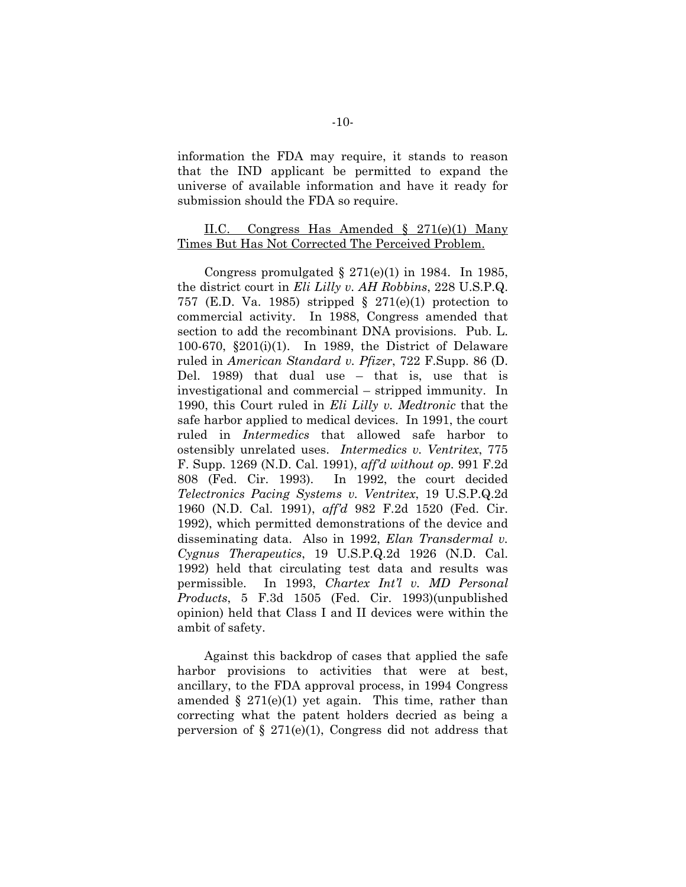information the FDA may require, it stands to reason that the IND applicant be permitted to expand the universe of available information and have it ready for submission should the FDA so require.

II.C. Congress Has Amended § 271(e)(1) Many Times But Has Not Corrected The Perceived Problem.

Congress promulgated § 271(e)(1) in 1984. In 1985, the district court in *Eli Lilly v. AH Robbins*, 228 U.S.P.Q. 757 (E.D. Va. 1985) stripped § 271(e)(1) protection to commercial activity. In 1988, Congress amended that section to add the recombinant DNA provisions. Pub. L. 100-670, §201(i)(1). In 1989, the District of Delaware ruled in *American Standard v. Pfizer*, 722 F.Supp. 86 (D. Del. 1989) that dual use – that is, use that is investigational and commercial – stripped immunity. In 1990, this Court ruled in *Eli Lilly v. Medtronic* that the safe harbor applied to medical devices. In 1991, the court ruled in *Intermedics* that allowed safe harbor to ostensibly unrelated uses. *Intermedics v. Ventritex*, 775 F. Supp. 1269 (N.D. Cal. 1991), *aff'd without op.* 991 F.2d 808 (Fed. Cir. 1993). In 1992, the court decided *Telectronics Pacing Systems v. Ventritex*, 19 U.S.P.Q.2d 1960 (N.D. Cal. 1991), *aff'd* 982 F.2d 1520 (Fed. Cir. 1992), which permitted demonstrations of the device and disseminating data. Also in 1992, *Elan Transdermal v. Cygnus Therapeutics*, 19 U.S.P.Q.2d 1926 (N.D. Cal. 1992) held that circulating test data and results was permissible. In 1993, *Chartex Int'l v. MD Personal Products*, 5 F.3d 1505 (Fed. Cir. 1993)(unpublished opinion) held that Class I and II devices were within the ambit of safety.

Against this backdrop of cases that applied the safe harbor provisions to activities that were at best, ancillary, to the FDA approval process, in 1994 Congress amended § 271(e)(1) yet again. This time, rather than correcting what the patent holders decried as being a perversion of § 271(e)(1), Congress did not address that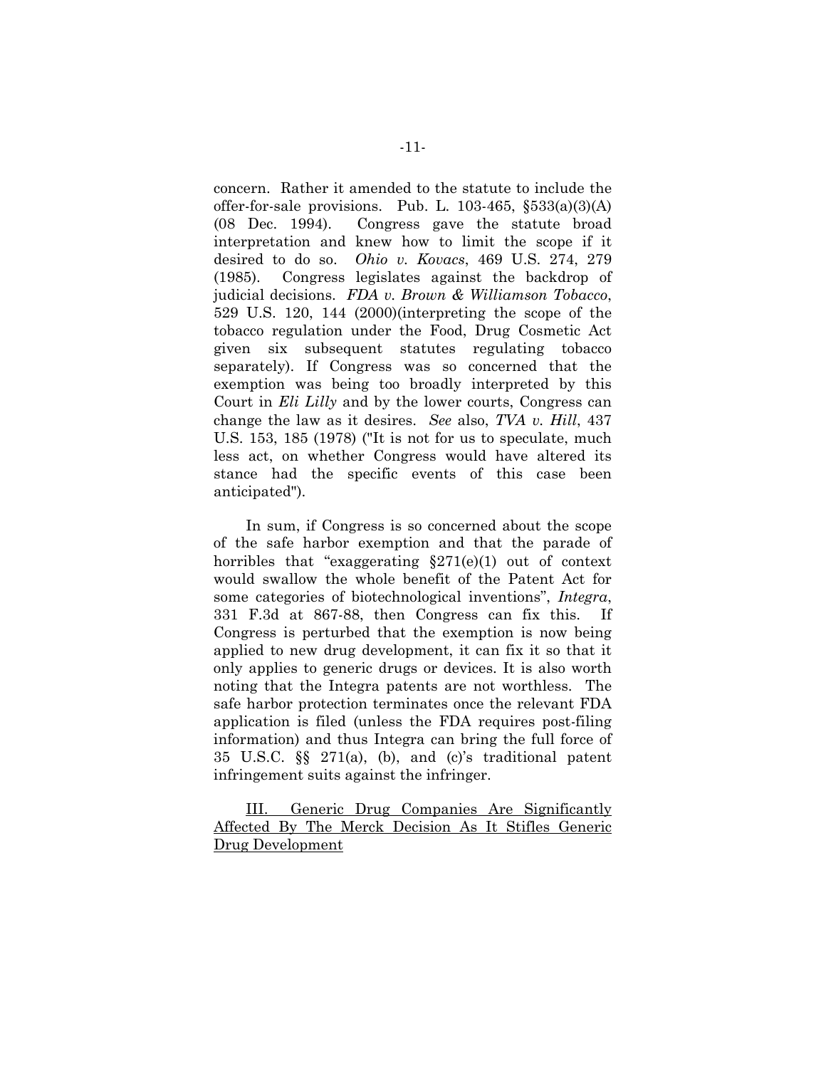concern. Rather it amended to the statute to include the offer-for-sale provisions. Pub. L. 103-465, §533(a)(3)(A) (08 Dec. 1994). Congress gave the statute broad interpretation and knew how to limit the scope if it desired to do so. *Ohio v. Kovacs*, 469 U.S. 274, 279 (1985). Congress legislates against the backdrop of judicial decisions. *FDA v. Brown & Williamson Tobacco*, 529 U.S. 120, 144 (2000)(interpreting the scope of the tobacco regulation under the Food, Drug Cosmetic Act given six subsequent statutes regulating tobacco separately). If Congress was so concerned that the exemption was being too broadly interpreted by this Court in *Eli Lilly* and by the lower courts, Congress can change the law as it desires. *See* also, *TVA v. Hill*, 437 U.S. 153, 185 (1978) ("It is not for us to speculate, much less act, on whether Congress would have altered its stance had the specific events of this case been anticipated").

In sum, if Congress is so concerned about the scope of the safe harbor exemption and that the parade of horribles that "exaggerating §271(e)(1) out of context would swallow the whole benefit of the Patent Act for some categories of biotechnological inventions", *Integra*, 331 F.3d at 867-88, then Congress can fix this. If Congress is perturbed that the exemption is now being applied to new drug development, it can fix it so that it only applies to generic drugs or devices. It is also worth noting that the Integra patents are not worthless. The safe harbor protection terminates once the relevant FDA application is filed (unless the FDA requires post-filing information) and thus Integra can bring the full force of 35 U.S.C. §§ 271(a), (b), and (c)'s traditional patent infringement suits against the infringer.

## III. Generic Drug Companies Are Significantly Affected By The Merck Decision As It Stifles Generic Drug Development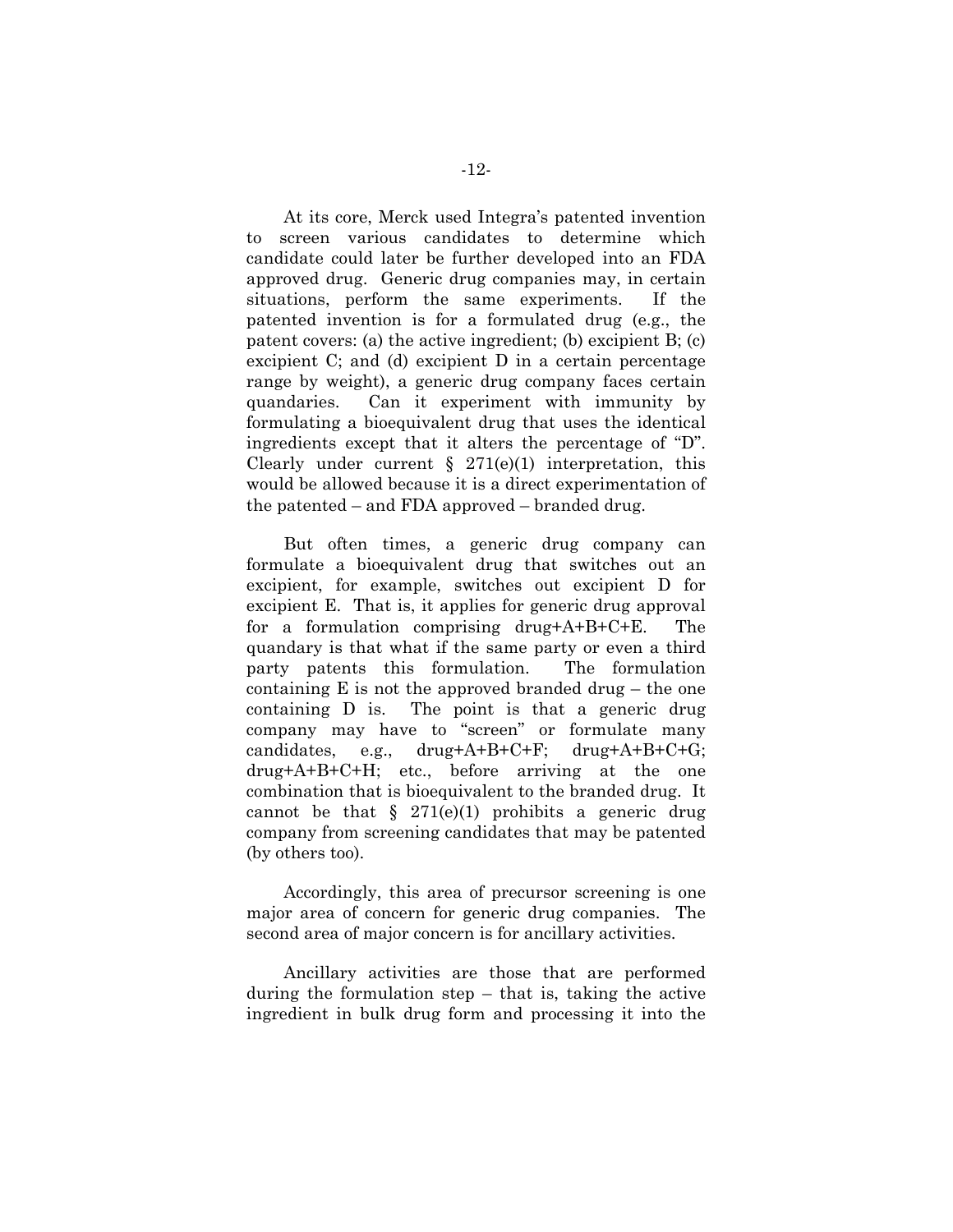At its core, Merck used Integra's patented invention to screen various candidates to determine which candidate could later be further developed into an FDA approved drug. Generic drug companies may, in certain situations, perform the same experiments. If the patented invention is for a formulated drug (e.g., the patent covers: (a) the active ingredient; (b) excipient B; (c) excipient C; and (d) excipient D in a certain percentage range by weight), a generic drug company faces certain quandaries. Can it experiment with immunity by formulating a bioequivalent drug that uses the identical ingredients except that it alters the percentage of "D". Clearly under current § 271(e)(1) interpretation, this would be allowed because it is a direct experimentation of the patented – and FDA approved – branded drug.

But often times, a generic drug company can formulate a bioequivalent drug that switches out an excipient, for example, switches out excipient D for excipient E. That is, it applies for generic drug approval for a formulation comprising drug+A+B+C+E. The quandary is that what if the same party or even a third party patents this formulation. The formulation containing E is not the approved branded drug – the one containing D is. The point is that a generic drug company may have to "screen" or formulate many candidates, e.g., drug+A+B+C+F; drug+A+B+C+G; drug+A+B+C+H; etc., before arriving at the one combination that is bioequivalent to the branded drug. It cannot be that § 271(e)(1) prohibits a generic drug company from screening candidates that may be patented (by others too).

Accordingly, this area of precursor screening is one major area of concern for generic drug companies. The second area of major concern is for ancillary activities.

Ancillary activities are those that are performed during the formulation step – that is, taking the active ingredient in bulk drug form and processing it into the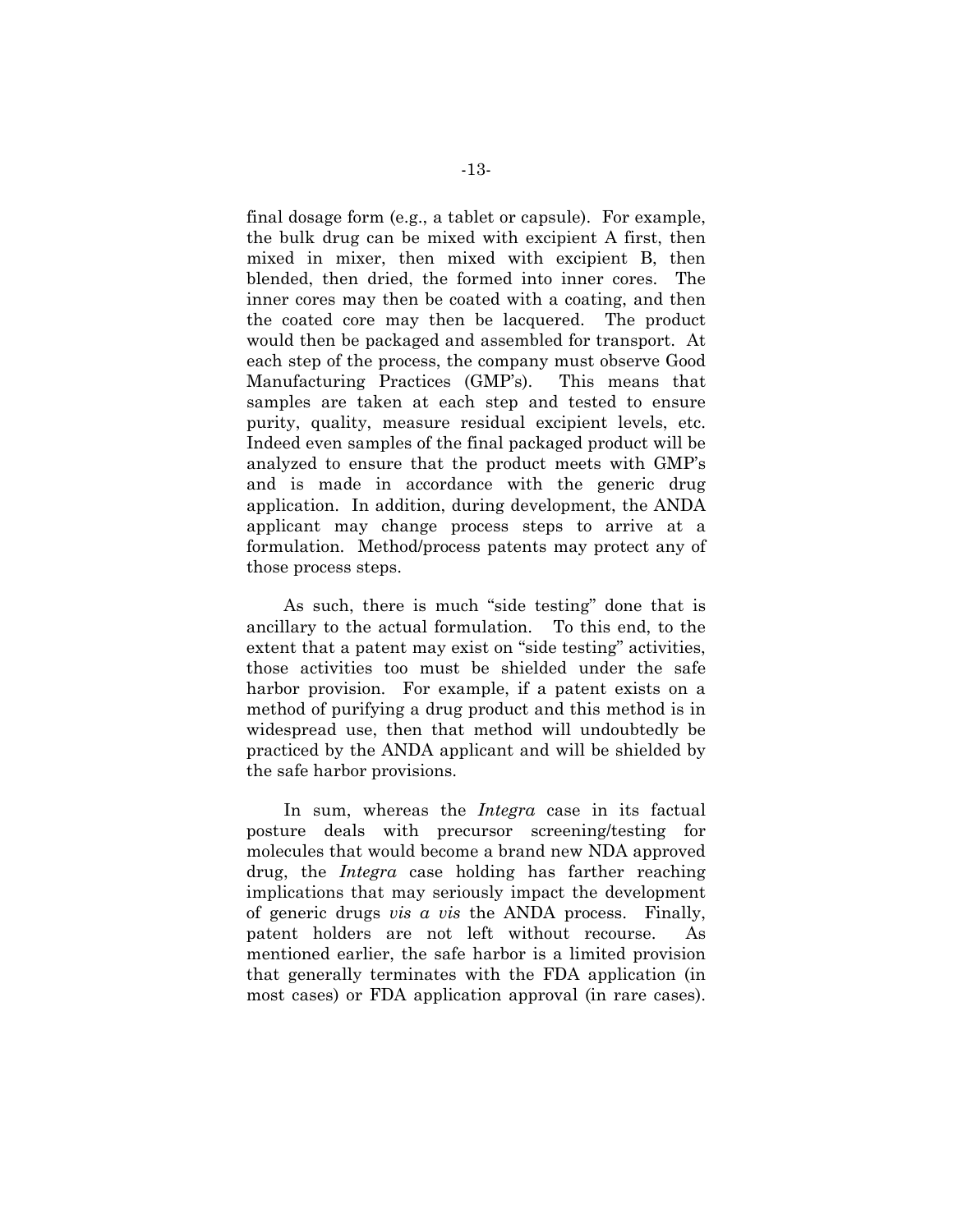final dosage form (e.g., a tablet or capsule). For example, the bulk drug can be mixed with excipient A first, then mixed in mixer, then mixed with excipient B, then blended, then dried, the formed into inner cores. The inner cores may then be coated with a coating, and then the coated core may then be lacquered. The product would then be packaged and assembled for transport. At each step of the process, the company must observe Good Manufacturing Practices (GMP's). This means that samples are taken at each step and tested to ensure purity, quality, measure residual excipient levels, etc. Indeed even samples of the final packaged product will be analyzed to ensure that the product meets with GMP's and is made in accordance with the generic drug application. In addition, during development, the ANDA applicant may change process steps to arrive at a formulation. Method/process patents may protect any of those process steps.

As such, there is much "side testing" done that is ancillary to the actual formulation. To this end, to the extent that a patent may exist on "side testing" activities, those activities too must be shielded under the safe harbor provision. For example, if a patent exists on a method of purifying a drug product and this method is in widespread use, then that method will undoubtedly be practiced by the ANDA applicant and will be shielded by the safe harbor provisions.

In sum, whereas the *Integra* case in its factual posture deals with precursor screening/testing for molecules that would become a brand new NDA approved drug, the *Integra* case holding has farther reaching implications that may seriously impact the development of generic drugs *vis a vis* the ANDA process. Finally, patent holders are not left without recourse. As mentioned earlier, the safe harbor is a limited provision that generally terminates with the FDA application (in most cases) or FDA application approval (in rare cases).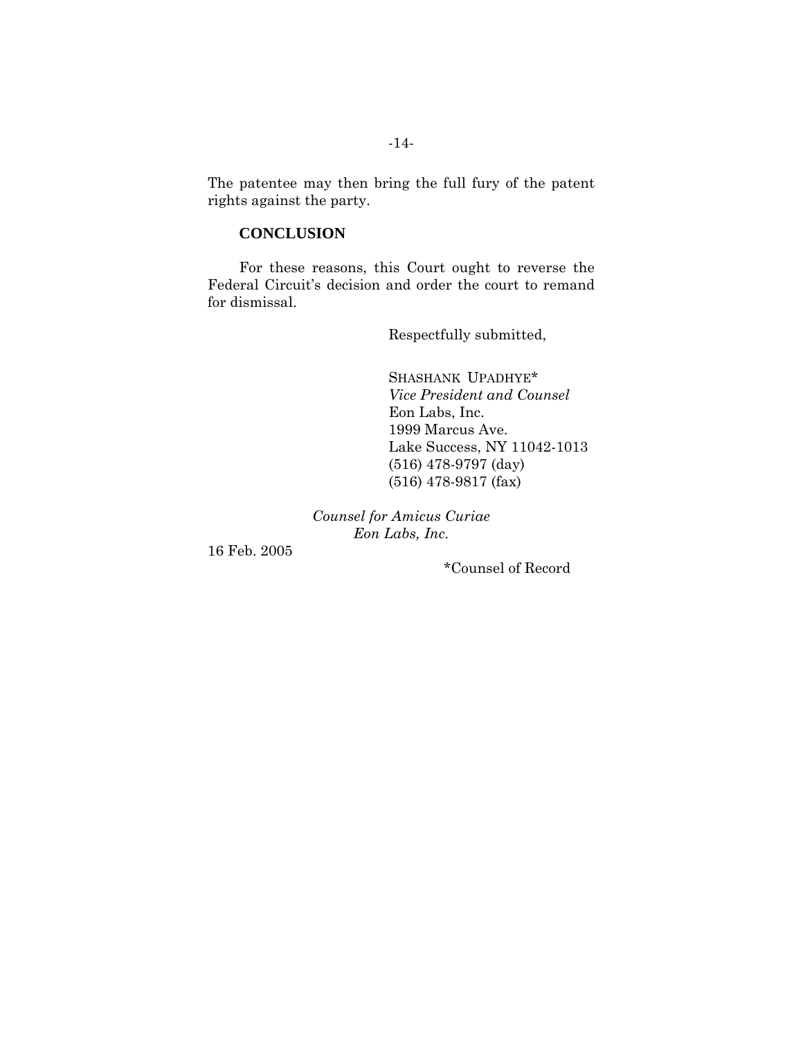The patentee may then bring the full fury of the patent rights against the party.

## CONCLUSION

For these reasons, this Court ought to reverse the Federal Circuit's decision and order the court to remand for dismissal.

Respectfully submitted,

SHASHANK UPADHYE*
*Vice President and Counsel*
Eon Labs, Inc.
1999 Marcus Ave.
Lake Success, NY 11042-1013
(516) 478-9797 (day)
(516) 478-9817 (fax)

*Counsel for Amicus Curiae*
*Eon Labs, Inc.*

16 Feb. 2005

*Counsel of Record